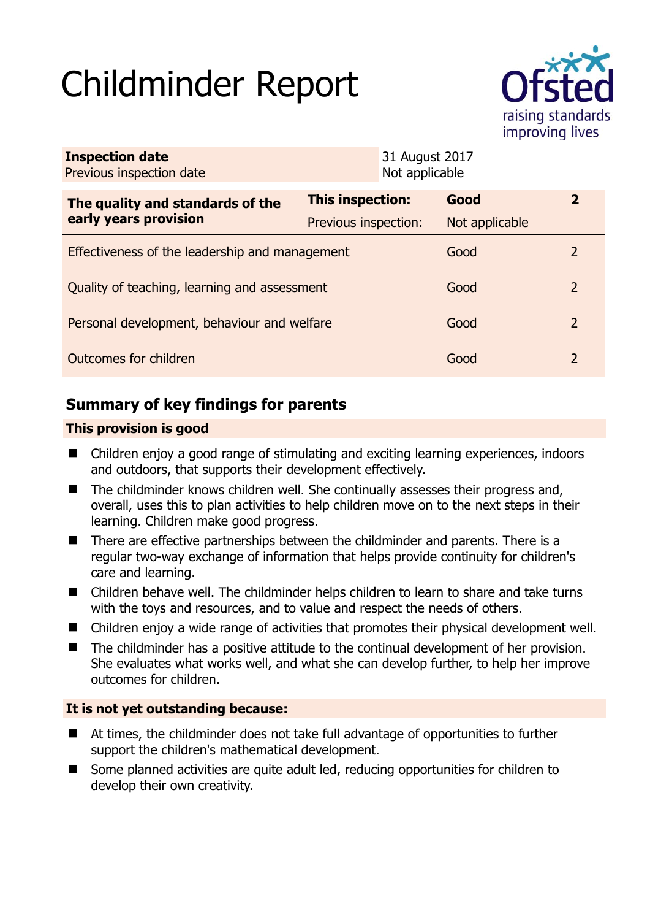# Childminder Report

Ofsted
raising standards
improving lives

| **Inspection date** | 31 August 2017 |
|---|---|
| Previous inspection date | Not applicable |

| **The quality and standards of the early years provision** | **This inspection:** | **Good** | **2** |
|---|---|---|---|
| | Previous inspection: | Not applicable | |
| Effectiveness of the leadership and management | | Good | 2 |
| Quality of teaching, learning and assessment | | Good | 2 |
| Personal development, behaviour and welfare | | Good | 2 |
| Outcomes for children | | Good | 2 |

## Summary of key findings for parents

### This provision is good

- Children enjoy a good range of stimulating and exciting learning experiences, indoors and outdoors, that supports their development effectively.
- The childminder knows children well. She continually assesses their progress and, overall, uses this to plan activities to help children move on to the next steps in their learning. Children make good progress.
- There are effective partnerships between the childminder and parents. There is a regular two-way exchange of information that helps provide continuity for children's care and learning.
- Children behave well. The childminder helps children to learn to share and take turns with the toys and resources, and to value and respect the needs of others.
- Children enjoy a wide range of activities that promotes their physical development well.
- The childminder has a positive attitude to the continual development of her provision. She evaluates what works well, and what she can develop further, to help her improve outcomes for children.

### It is not yet outstanding because:

- At times, the childminder does not take full advantage of opportunities to further support the children's mathematical development.
- Some planned activities are quite adult led, reducing opportunities for children to develop their own creativity.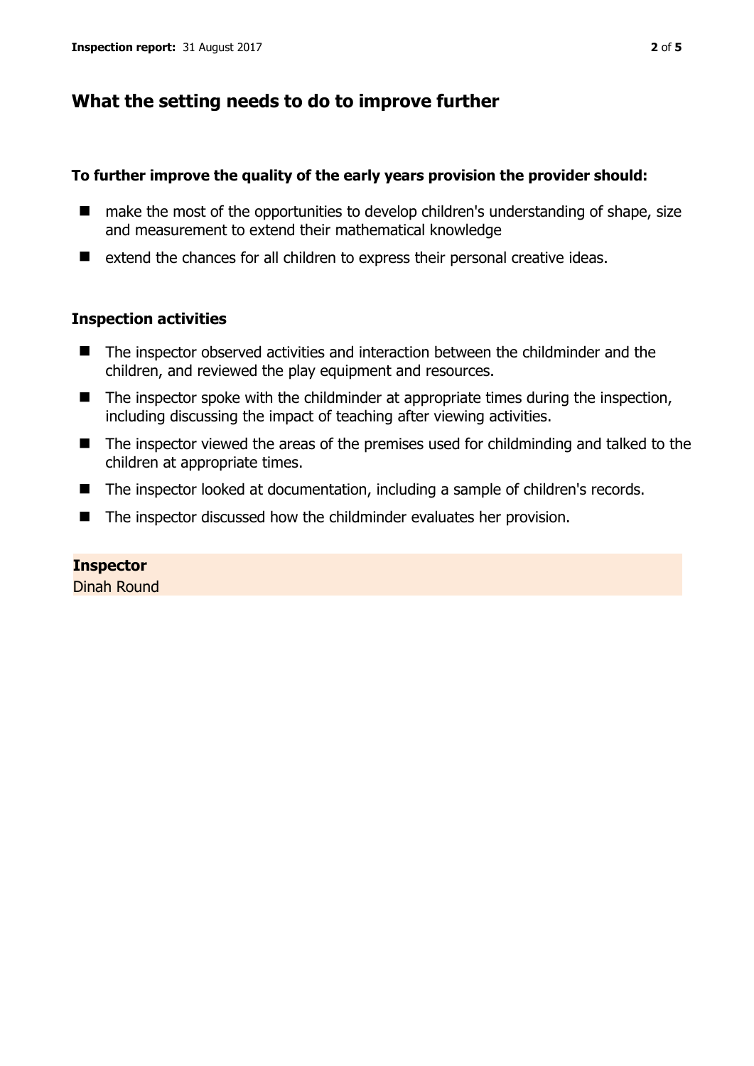## What the setting needs to do to improve further

**To further improve the quality of the early years provision the provider should:**

- make the most of the opportunities to develop children's understanding of shape, size and measurement to extend their mathematical knowledge
- extend the chances for all children to express their personal creative ideas.

### Inspection activities

- The inspector observed activities and interaction between the childminder and the children, and reviewed the play equipment and resources.
- The inspector spoke with the childminder at appropriate times during the inspection, including discussing the impact of teaching after viewing activities.
- The inspector viewed the areas of the premises used for childminding and talked to the children at appropriate times.
- The inspector looked at documentation, including a sample of children's records.
- The inspector discussed how the childminder evaluates her provision.

**Inspector**
Dinah Round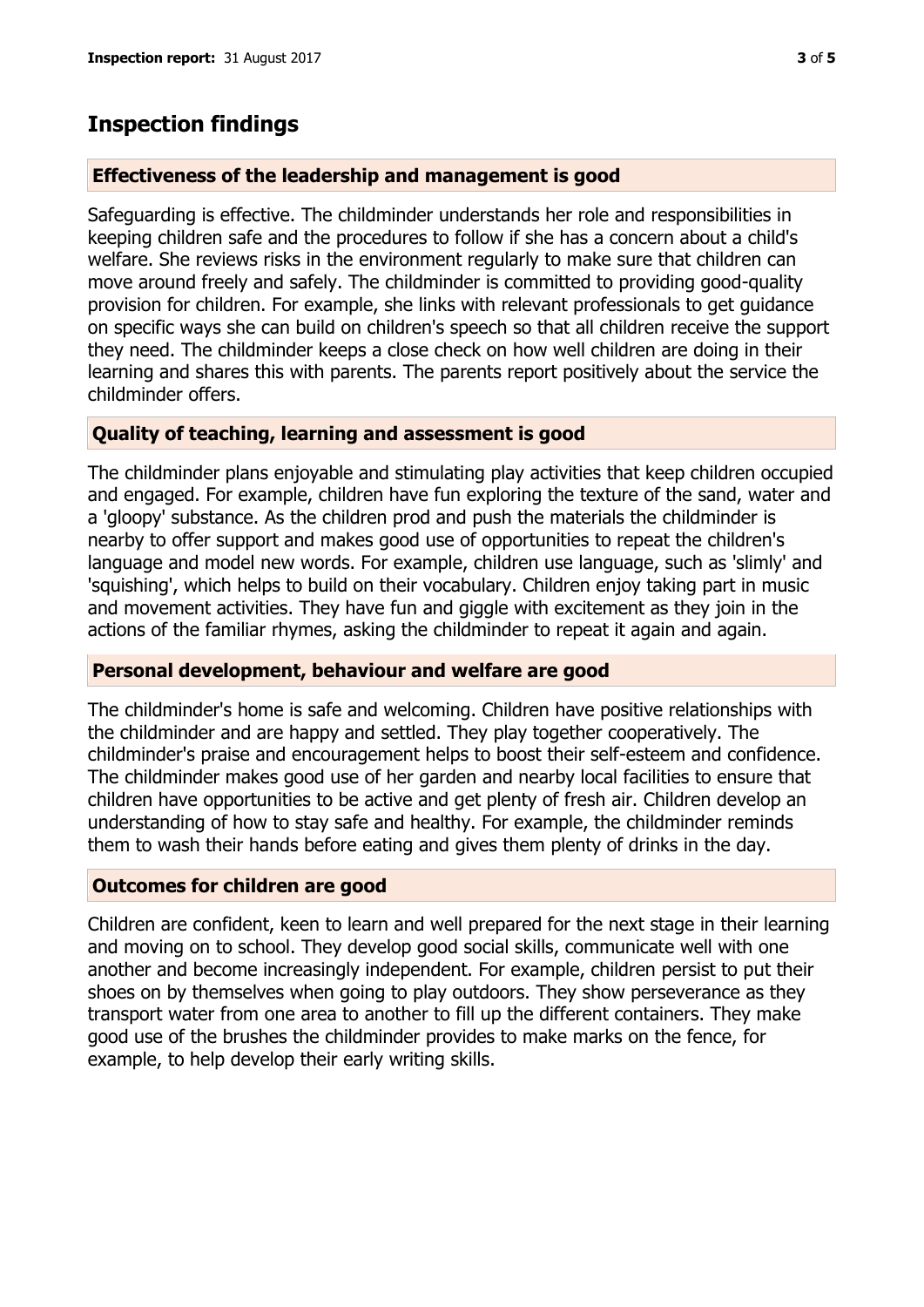# Inspection findings

## Effectiveness of the leadership and management is good

Safeguarding is effective. The childminder understands her role and responsibilities in keeping children safe and the procedures to follow if she has a concern about a child's welfare. She reviews risks in the environment regularly to make sure that children can move around freely and safely. The childminder is committed to providing good-quality provision for children. For example, she links with relevant professionals to get guidance on specific ways she can build on children's speech so that all children receive the support they need. The childminder keeps a close check on how well children are doing in their learning and shares this with parents. The parents report positively about the service the childminder offers.

## Quality of teaching, learning and assessment is good

The childminder plans enjoyable and stimulating play activities that keep children occupied and engaged. For example, children have fun exploring the texture of the sand, water and a 'gloopy' substance. As the children prod and push the materials the childminder is nearby to offer support and makes good use of opportunities to repeat the children's language and model new words. For example, children use language, such as 'slimly' and 'squishing', which helps to build on their vocabulary. Children enjoy taking part in music and movement activities. They have fun and giggle with excitement as they join in the actions of the familiar rhymes, asking the childminder to repeat it again and again.

## Personal development, behaviour and welfare are good

The childminder's home is safe and welcoming. Children have positive relationships with the childminder and are happy and settled. They play together cooperatively. The childminder's praise and encouragement helps to boost their self-esteem and confidence. The childminder makes good use of her garden and nearby local facilities to ensure that children have opportunities to be active and get plenty of fresh air. Children develop an understanding of how to stay safe and healthy. For example, the childminder reminds them to wash their hands before eating and gives them plenty of drinks in the day.

## Outcomes for children are good

Children are confident, keen to learn and well prepared for the next stage in their learning and moving on to school. They develop good social skills, communicate well with one another and become increasingly independent. For example, children persist to put their shoes on by themselves when going to play outdoors. They show perseverance as they transport water from one area to another to fill up the different containers. They make good use of the brushes the childminder provides to make marks on the fence, for example, to help develop their early writing skills.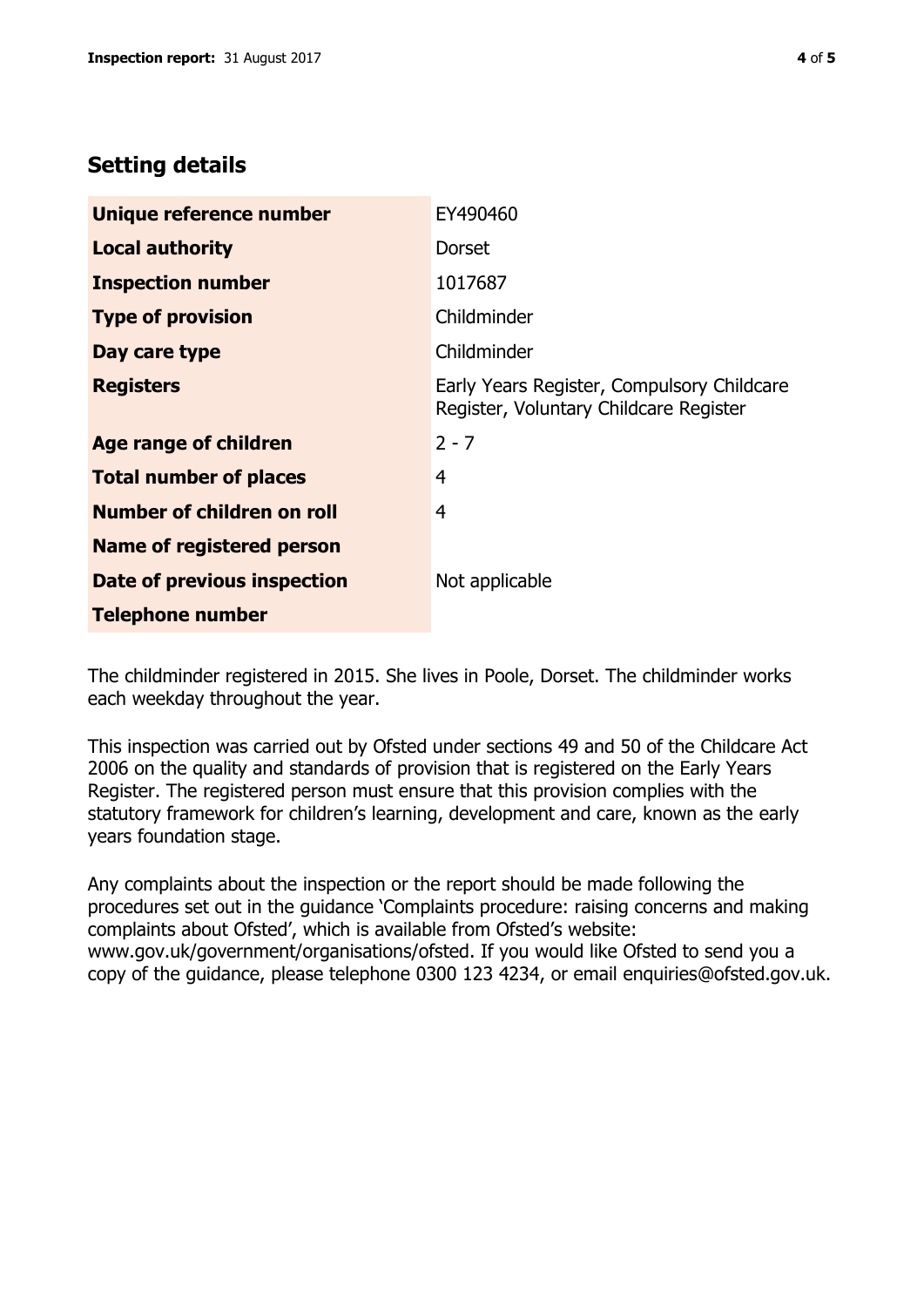## Setting details

| | |
|---|---|
| **Unique reference number** | EY490460 |
| **Local authority** | Dorset |
| **Inspection number** | 1017687 |
| **Type of provision** | Childminder |
| **Day care type** | Childminder |
| **Registers** | Early Years Register, Compulsory Childcare Register, Voluntary Childcare Register |
| **Age range of children** | 2 - 7 |
| **Total number of places** | 4 |
| **Number of children on roll** | 4 |
| **Name of registered person** | |
| **Date of previous inspection** | Not applicable |
| **Telephone number** | |

The childminder registered in 2015. She lives in Poole, Dorset. The childminder works each weekday throughout the year.

This inspection was carried out by Ofsted under sections 49 and 50 of the Childcare Act 2006 on the quality and standards of provision that is registered on the Early Years Register. The registered person must ensure that this provision complies with the statutory framework for children's learning, development and care, known as the early years foundation stage.

Any complaints about the inspection or the report should be made following the procedures set out in the guidance 'Complaints procedure: raising concerns and making complaints about Ofsted', which is available from Ofsted's website: www.gov.uk/government/organisations/ofsted. If you would like Ofsted to send you a copy of the guidance, please telephone 0300 123 4234, or email enquiries@ofsted.gov.uk.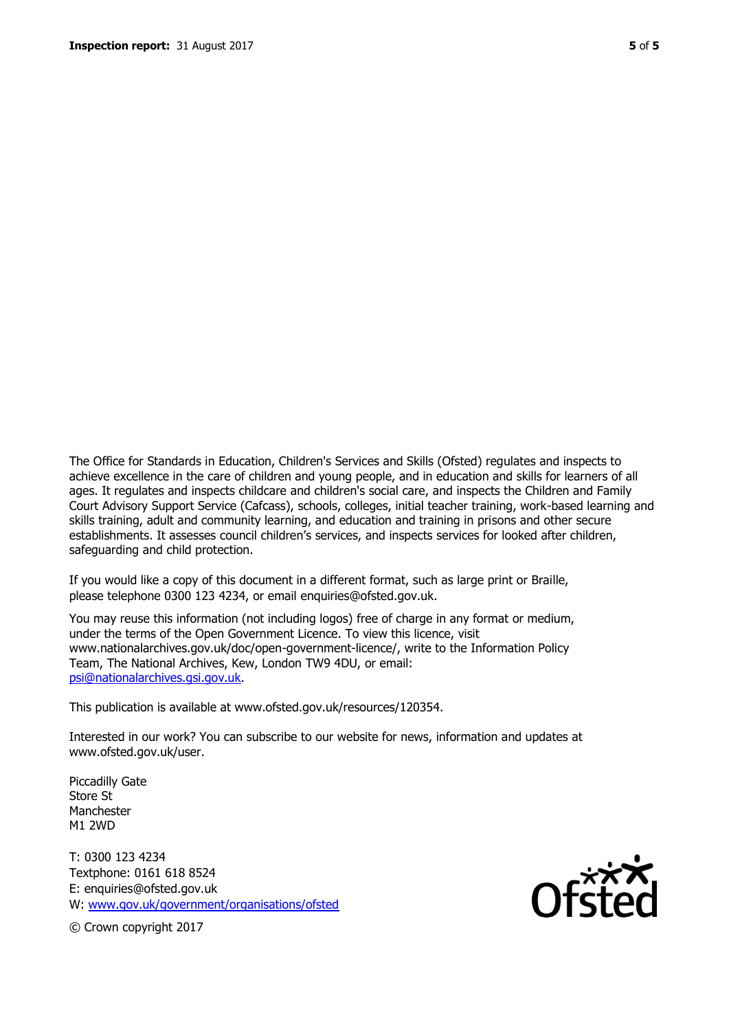The Office for Standards in Education, Children's Services and Skills (Ofsted) regulates and inspects to achieve excellence in the care of children and young people, and in education and skills for learners of all ages. It regulates and inspects childcare and children's social care, and inspects the Children and Family Court Advisory Support Service (Cafcass), schools, colleges, initial teacher training, work-based learning and skills training, adult and community learning, and education and training in prisons and other secure establishments. It assesses council children's services, and inspects services for looked after children, safeguarding and child protection.

If you would like a copy of this document in a different format, such as large print or Braille, please telephone 0300 123 4234, or email enquiries@ofsted.gov.uk.

You may reuse this information (not including logos) free of charge in any format or medium, under the terms of the Open Government Licence. To view this licence, visit www.nationalarchives.gov.uk/doc/open-government-licence/, write to the Information Policy Team, The National Archives, Kew, London TW9 4DU, or email: psi@nationalarchives.gsi.gov.uk.

This publication is available at www.ofsted.gov.uk/resources/120354.

Interested in our work? You can subscribe to our website for news, information and updates at www.ofsted.gov.uk/user.

Piccadilly Gate
Store St
Manchester
M1 2WD

T: 0300 123 4234
Textphone: 0161 618 8524
E: enquiries@ofsted.gov.uk
W: www.gov.uk/government/organisations/ofsted

© Crown copyright 2017